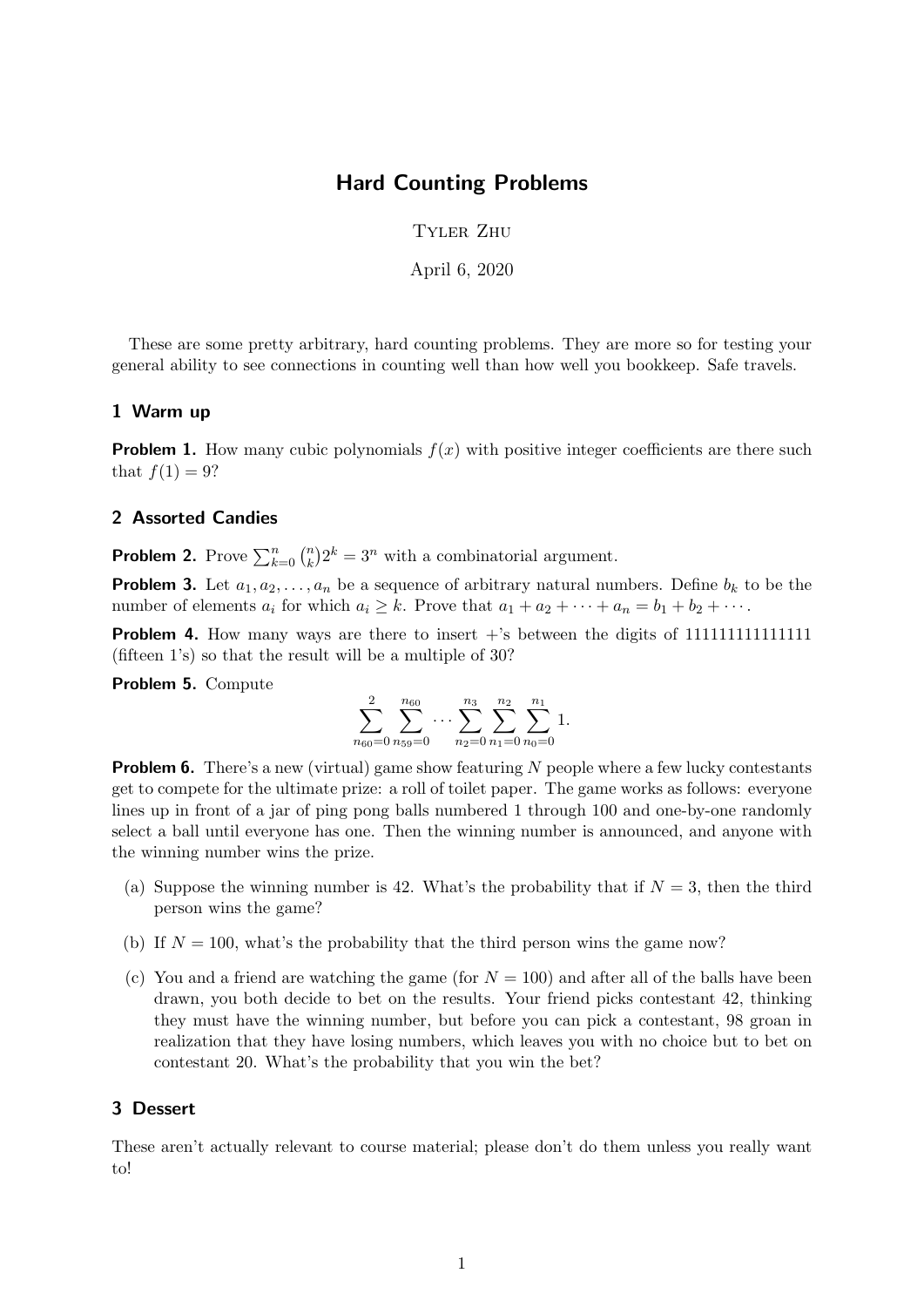# Hard Counting Problems

Tyler Zhu

April 6, 2020

These are some pretty arbitrary, hard counting problems. They are more so for testing your general ability to see connections in counting well than how well you bookkeep. Safe travels.

## 1 Warm up

**Problem 1.** How many cubic polynomials $f(x)$ with positive integer coefficients are there such that $f(1) = 9$?

## 2 Assorted Candies

**Problem 2.** Prove $\sum_{k=0}^{n} \binom{n}{k} 2^k = 3^n$ with a combinatorial argument.

**Problem 3.** Let $a_1, a_2, \ldots, a_n$ be a sequence of arbitrary natural numbers. Define $b_k$ to be the number of elements $a_i$ for which $a_i \geq k$. Prove that $a_1 + a_2 + \cdots + a_n = b_1 + b_2 + \cdots$.

**Problem 4.** How many ways are there to insert +'s between the digits of 111111111111111 (fifteen 1's) so that the result will be a multiple of 30?

**Problem 5.** Compute

$$\sum_{n_{60}=0}^{2} \sum_{n_{59}=0}^{n_{60}} \cdots \sum_{n_2=0}^{n_3} \sum_{n_1=0}^{n_2} \sum_{n_0=0}^{n_1} 1.$$

**Problem 6.** There's a new (virtual) game show featuring $N$ people where a few lucky contestants get to compete for the ultimate prize: a roll of toilet paper. The game works as follows: everyone lines up in front of a jar of ping pong balls numbered 1 through 100 and one-by-one randomly select a ball until everyone has one. Then the winning number is announced, and anyone with the winning number wins the prize.

(a) Suppose the winning number is 42. What's the probability that if $N = 3$, then the third person wins the game?

(b) If $N = 100$, what's the probability that the third person wins the game now?

(c) You and a friend are watching the game (for $N = 100$) and after all of the balls have been drawn, you both decide to bet on the results. Your friend picks contestant 42, thinking they must have the winning number, but before you can pick a contestant, 98 groan in realization that they have losing numbers, which leaves you with no choice but to bet on contestant 20. What's the probability that you win the bet?

## 3 Dessert

These aren't actually relevant to course material; please don't do them unless you really want to!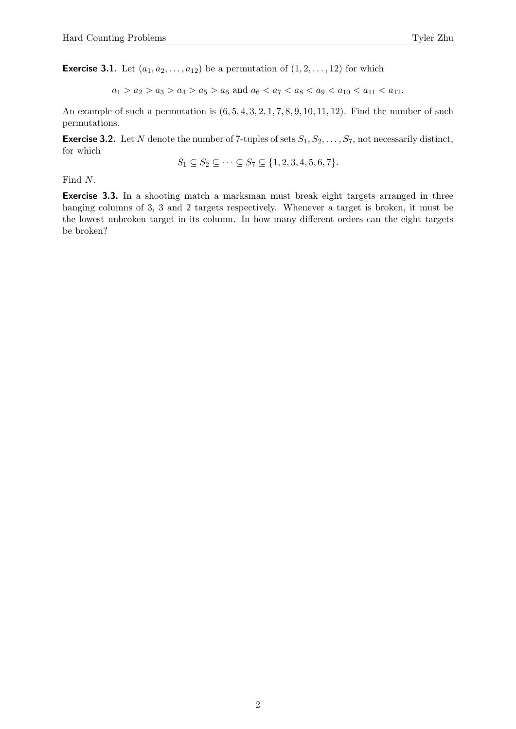**Exercise 3.1.** Let $(a_1, a_2, \ldots, a_{12})$ be a permutation of $(1, 2, \ldots, 12)$ for which

$$a_1 > a_2 > a_3 > a_4 > a_5 > a_6 \text{ and } a_6 < a_7 < a_8 < a_9 < a_{10} < a_{11} < a_{12}.$$

An example of such a permutation is $(6, 5, 4, 3, 2, 1, 7, 8, 9, 10, 11, 12)$. Find the number of such permutations.

**Exercise 3.2.** Let $N$ denote the number of 7-tuples of sets $S_1, S_2, \ldots, S_7$, not necessarily distinct, for which

$$S_1 \subseteq S_2 \subseteq \cdots \subseteq S_7 \subseteq \{1, 2, 3, 4, 5, 6, 7\}.$$

Find $N$.

**Exercise 3.3.** In a shooting match a marksman must break eight targets arranged in three hanging columns of 3, 3 and 2 targets respectively. Whenever a target is broken, it must be the lowest unbroken target in its column. In how many different orders can the eight targets be broken?